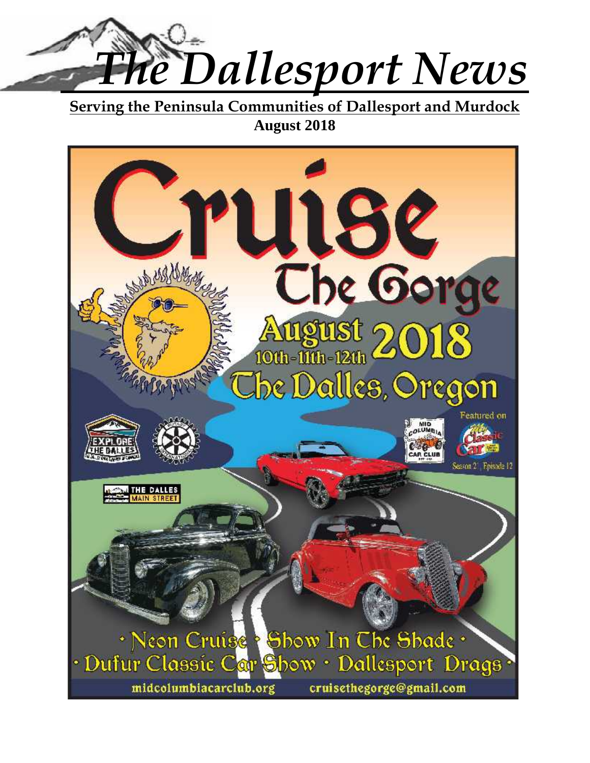# The Dallesport News

**Serving the Peninsula Communities of Dallesport and Murdock**

**August 2018**

# Cruise The Gorge

## August 2018

10th - 11th - 12th

## The Dalles, Oregon

Featured on My Classic Car Season 21, Episode 12

Explore The Dalles · Rotary International · Mid Columbia Car Club · The Dalles Main Street

· Neon Cruise · Show In The Shade ·
· Dufur Classic Car Show · Dallesport Drags ·

midcolumbiacarclub.org    cruisethegorge@gmail.com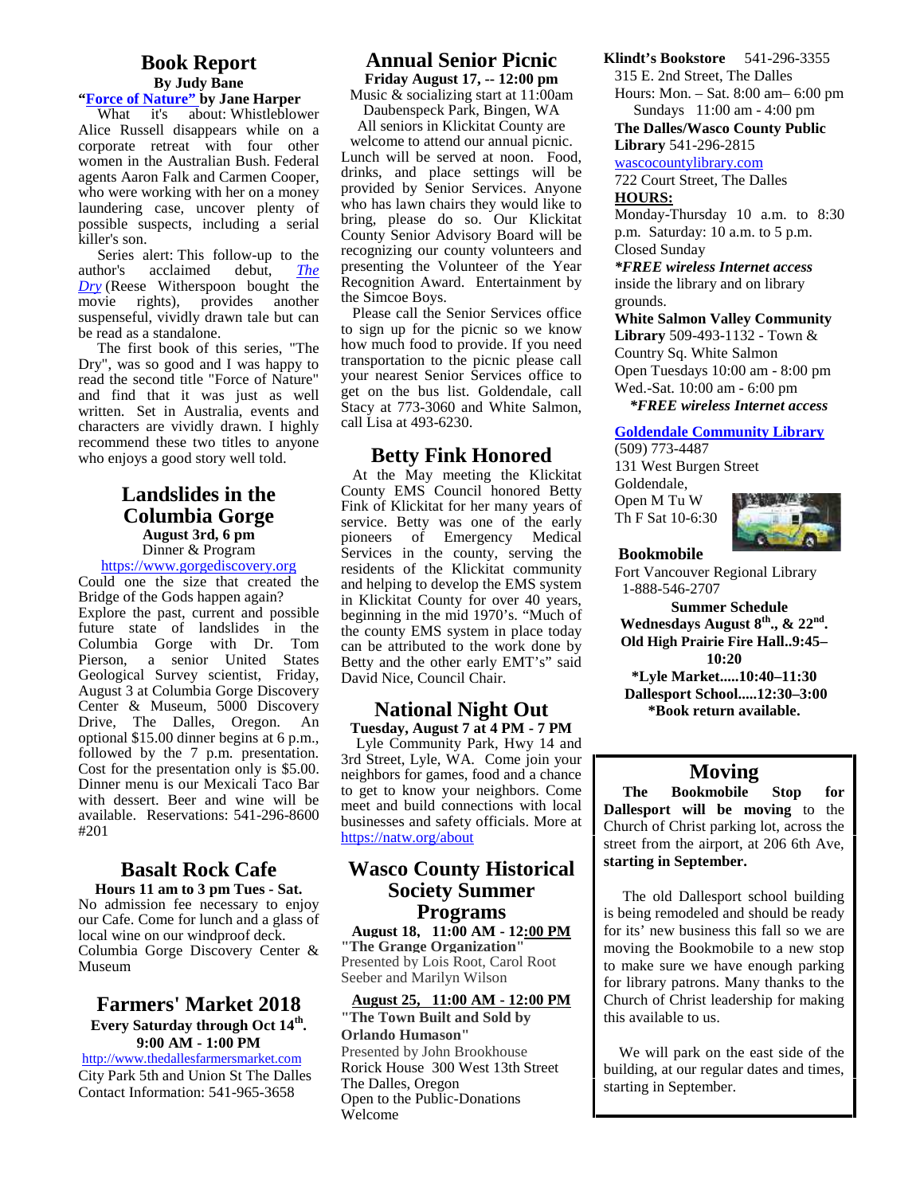## Book Report

**By Judy Bane**

**"[Force of Nature"](#) by Jane Harper**

What it's about: Whistleblower Alice Russell disappears while on a corporate retreat with four other women in the Australian Bush. Federal agents Aaron Falk and Carmen Cooper, who were working with her on a money laundering case, uncover plenty of possible suspects, including a serial killer's son.

Series alert: This follow-up to the author's acclaimed debut, *The Dry* (Reese Witherspoon bought the movie rights), provides another suspenseful, vividly drawn tale but can be read as a standalone.

The first book of this series, "The Dry", was so good and I was happy to read the second title "Force of Nature" and find that it was just as well written. Set in Australia, events and characters are vividly drawn. I highly recommend these two titles to anyone who enjoys a good story well told.

## Landslides in the Columbia Gorge

**August 3rd, 6 pm**

Dinner & Program

https://www.gorgediscovery.org

Could one the size that created the Bridge of the Gods happen again? Explore the past, current and possible future state of landslides in the Columbia Gorge with Dr. Tom Pierson, a senior United States Geological Survey scientist, Friday, August 3 at Columbia Gorge Discovery Center & Museum, 5000 Discovery Drive, The Dalles, Oregon. An optional $15.00 dinner begins at 6 p.m., followed by the 7 p.m. presentation. Cost for the presentation only is $5.00. Dinner menu is our Mexicali Taco Bar with dessert. Beer and wine will be available. Reservations: 541-296-8600 #201

## Basalt Rock Cafe

**Hours 11 am to 3 pm Tues - Sat.**

No admission fee necessary to enjoy our Cafe. Come for lunch and a glass of local wine on our windproof deck. Columbia Gorge Discovery Center & Museum

## Farmers' Market 2018

**Every Saturday through Oct 14th.**

**9:00 AM - 1:00 PM**

http://www.thedallesfarmersmarket.com

City Park 5th and Union St The Dalles

Contact Information: 541-965-3658

## Annual Senior Picnic

**Friday August 17, -- 12:00 pm**

Music & socializing start at 11:00am

Daubenspeck Park, Bingen, WA

All seniors in Klickitat County are welcome to attend our annual picnic. Lunch will be served at noon. Food, drinks, and place settings will be provided by Senior Services. Anyone who has lawn chairs they would like to bring, please do so. Our Klickitat County Senior Advisory Board will be recognizing our county volunteers and presenting the Volunteer of the Year Recognition Award. Entertainment by the Simcoe Boys.

Please call the Senior Services office to sign up for the picnic so we know how much food to provide. If you need transportation to the picnic please call your nearest Senior Services office to get on the bus list. Goldendale, call Stacy at 773-3060 and White Salmon, call Lisa at 493-6230.

## Betty Fink Honored

At the May meeting the Klickitat County EMS Council honored Betty Fink of Klickitat for her many years of service. Betty was one of the early pioneers of Emergency Medical Services in the county, serving the residents of the Klickitat community and helping to develop the EMS system in Klickitat County for over 40 years, beginning in the mid 1970's. "Much of the county EMS system in place today can be attributed to the work done by Betty and the other early EMT's" said David Nice, Council Chair.

## National Night Out

**Tuesday, August 7 at 4 PM - 7 PM**

Lyle Community Park, Hwy 14 and 3rd Street, Lyle, WA. Come join your neighbors for games, food and a chance to get to know your neighbors. Come meet and build connections with local businesses and safety officials. More at https://natw.org/about

## Wasco County Historical Society Summer Programs

**August 18, 11:00 AM - 12:00 PM**

**"The Grange Organization"**

Presented by Lois Root, Carol Root Seeber and Marilyn Wilson

**August 25, 11:00 AM - 12:00 PM**

**"The Town Built and Sold by Orlando Humason"**

Presented by John Brookhouse

Rorick House 300 West 13th Street

The Dalles, Oregon

Open to the Public-Donations Welcome

**Klindt's Bookstore** 541-296-3355

315 E. 2nd Street, The Dalles

Hours: Mon. – Sat. 8:00 am– 6:00 pm

Sundays 11:00 am - 4:00 pm

**The Dalles/Wasco County Public Library** 541-296-2815

wascocountylibrary.com

722 Court Street, The Dalles

**HOURS:**

Monday-Thursday 10 a.m. to 8:30 p.m. Saturday: 10 a.m. to 5 p.m. Closed Sunday

***FREE wireless Internet access** inside the library and on library grounds.

**White Salmon Valley Community Library** 509-493-1132 - Town & Country Sq. White Salmon

Open Tuesdays 10:00 am - 8:00 pm

Wed.-Sat. 10:00 am - 6:00 pm

***FREE wireless Internet access***

**Goldendale Community Library**

(509) 773-4487

131 West Burgen Street

Goldendale,

Open M Tu W

Th F Sat 10-6:30

### Bookmobile

Fort Vancouver Regional Library

1-888-546-2707

**Summer Schedule**

**Wednesdays August 8th., & 22nd.**

**Old High Prairie Fire Hall..9:45–10:20**

***Lyle Market.....10:40–11:30**

**Dallesport School.....12:30–3:00**

***Book return available.**

## Moving

**The Bookmobile Stop for Dallesport will be moving** to the Church of Christ parking lot, across the street from the airport, at 206 6th Ave, **starting in September.**

The old Dallesport school building is being remodeled and should be ready for its' new business this fall so we are moving the Bookmobile to a new stop to make sure we have enough parking for library patrons. Many thanks to the Church of Christ leadership for making this available to us.

We will park on the east side of the building, at our regular dates and times, starting in September.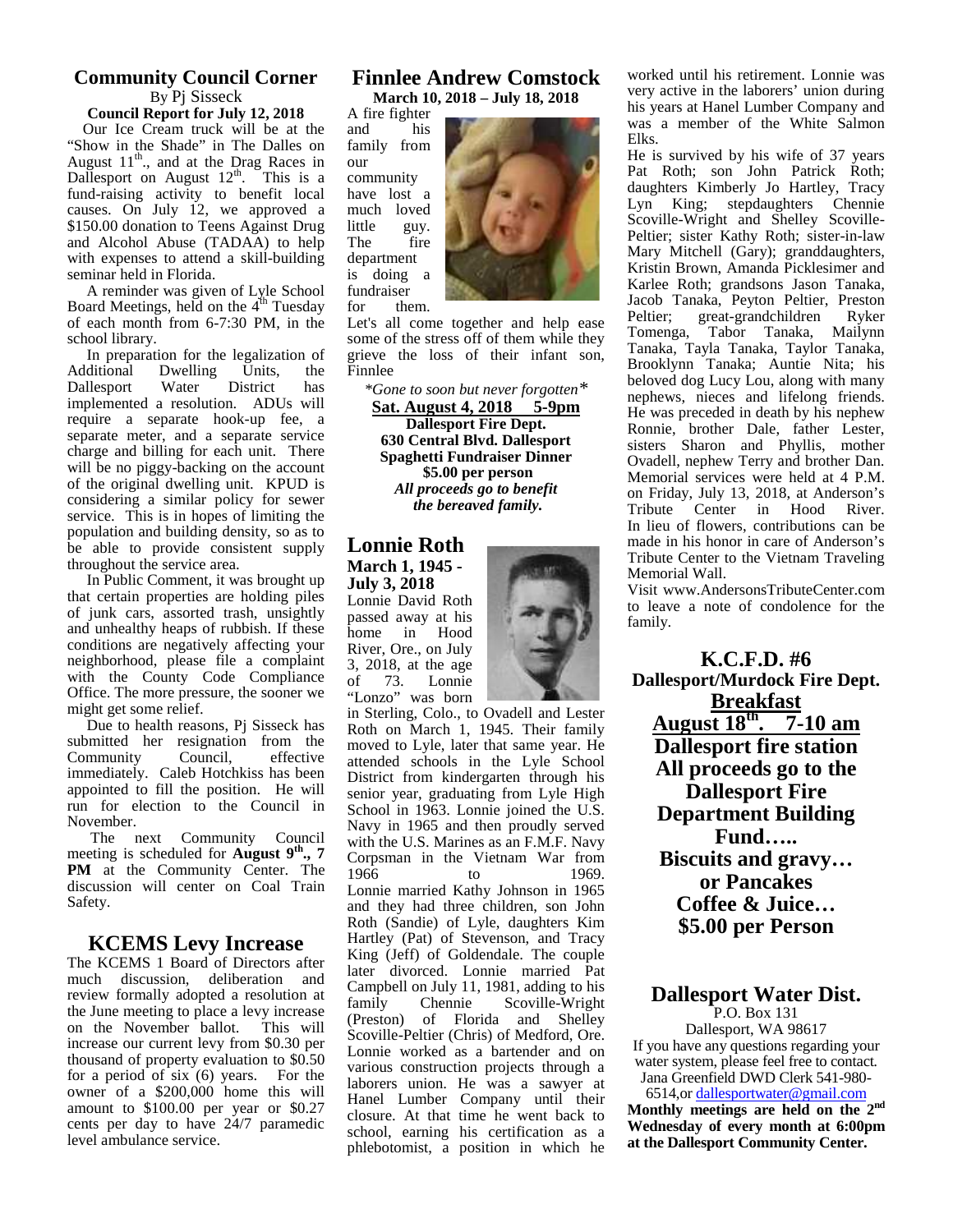## Community Council Corner

By Pj Sisseck

**Council Report for July 12, 2018**

Our Ice Cream truck will be at the "Show in the Shade" in The Dalles on August 11th., and at the Drag Races in Dallesport on August 12th. This is a fund-raising activity to benefit local causes. On July 12, we approved a $150.00 donation to Teens Against Drug and Alcohol Abuse (TADAA) to help with expenses to attend a skill-building seminar held in Florida.

A reminder was given of Lyle School Board Meetings, held on the 4th Tuesday of each month from 6-7:30 PM, in the school library.

In preparation for the legalization of Additional Dwelling Units, the Dallesport Water District has implemented a resolution. ADUs will require a separate hook-up fee, a separate meter, and a separate service charge and billing for each unit. There will be no piggy-backing on the account of the original dwelling unit. KPUD is considering a similar policy for sewer service. This is in hopes of limiting the population and building density, so as to be able to provide consistent supply throughout the service area.

In Public Comment, it was brought up that certain properties are holding piles of junk cars, assorted trash, unsightly and unhealthy heaps of rubbish. If these conditions are negatively affecting your neighborhood, please file a complaint with the County Code Compliance Office. The more pressure, the sooner we might get some relief.

Due to health reasons, Pj Sisseck has submitted her resignation from the Community Council, effective immediately. Caleb Hotchkiss has been appointed to fill the position. He will run for election to the Council in November.

The next Community Council meeting is scheduled for **August 9th., 7 PM** at the Community Center. The discussion will center on Coal Train Safety.

## KCEMS Levy Increase

The KCEMS 1 Board of Directors after much discussion, deliberation and review formally adopted a resolution at the June meeting to place a levy increase on the November ballot. This will increase our current levy from $0.30 per thousand of property evaluation to $0.50 for a period of six (6) years. For the owner of a $200,000 home this will amount to $100.00 per year or $0.27 cents per day to have 24/7 paramedic level ambulance service.

## Finnlee Andrew Comstock

**March 10, 2018 – July 18, 2018**

A fire fighter and his family from our community have lost a much loved little guy. The fire department is doing a fundraiser for them.

Let's all come together and help ease some of the stress off of them while they grieve the loss of their infant son, Finnlee

*\*Gone to soon but never forgotten\**

**Sat. August 4, 2018 5-9pm**

**Dallesport Fire Dept.**

**630 Central Blvd. Dallesport**

**Spaghetti Fundraiser Dinner**

**$5.00 per person**

***All proceeds go to benefit the bereaved family.***

## Lonnie Roth

**March 1, 1945 - July 3, 2018**

Lonnie David Roth passed away at his home in Hood River, Ore., on July 3, 2018, at the age of 73. Lonnie "Lonzo" was born in Sterling, Colo., to Ovadell and Lester Roth on March 1, 1945. Their family moved to Lyle, later that same year. He attended schools in the Lyle School District from kindergarten through his senior year, graduating from Lyle High School in 1963. Lonnie joined the U.S. Navy in 1965 and then proudly served with the U.S. Marines as an F.M.F. Navy Corpsman in the Vietnam War from 1966 to 1969.

Lonnie married Kathy Johnson in 1965 and they had three children, son John Roth (Sandie) of Lyle, daughters Kim Hartley (Pat) of Stevenson, and Tracy King (Jeff) of Goldendale. The couple later divorced. Lonnie married Pat Campbell on July 11, 1981, adding to his family Chennie Scoville-Wright (Preston) of Florida and Shelley Scoville-Peltier (Chris) of Medford, Ore.

Lonnie worked as a bartender and on various construction projects through a laborers union. He was a sawyer at Hanel Lumber Company until their closure. At that time he went back to school, earning his certification as a phlebotomist, a position in which he worked until his retirement. Lonnie was very active in the laborers' union during his years at Hanel Lumber Company and was a member of the White Salmon Elks.

He is survived by his wife of 37 years Pat Roth; son John Patrick Roth; daughters Kimberly Jo Hartley, Tracy Lyn King; stepdaughters Chennie Scoville-Wright and Shelley Scoville-Peltier; sister Kathy Roth; sister-in-law Mary Mitchell (Gary); granddaughters, Kristin Brown, Amanda Picklesimer and Karlee Roth; grandsons Jason Tanaka, Jacob Tanaka, Peyton Peltier, Preston Peltier; great-grandchildren Ryker Tomenga, Tabor Tanaka, Mailynn Tanaka, Tayla Tanaka, Taylor Tanaka, Brooklynn Tanaka; Auntie Nita; his beloved dog Lucy Lou, along with many nephews, nieces and lifelong friends. He was preceded in death by his nephew Ronnie, brother Dale, father Lester, sisters Sharon and Phyllis, mother Ovadell, nephew Terry and brother Dan.

Memorial services were held at 4 P.M. on Friday, July 13, 2018, at Anderson's Tribute Center in Hood River.

In lieu of flowers, contributions can be made in his honor in care of Anderson's Tribute Center to the Vietnam Traveling Memorial Wall.

Visit www.AndersonsTributeCenter.com to leave a note of condolence for the family.

## K.C.F.D. #6

**Dallesport/Murdock Fire Dept.**

**Breakfast**

**August 18th. 7-10 am**

**Dallesport fire station**

**All proceeds go to the Dallesport Fire Department Building Fund…..**

**Biscuits and gravy… or Pancakes**

**Coffee & Juice…**

**$5.00 per Person**

## Dallesport Water Dist.

P.O. Box 131

Dallesport, WA 98617

If you have any questions regarding your water system, please feel free to contact. Jana Greenfield DWD Clerk 541-980-6514,or dallesportwater@gmail.com

**Monthly meetings are held on the 2nd Wednesday of every month at 6:00pm at the Dallesport Community Center.**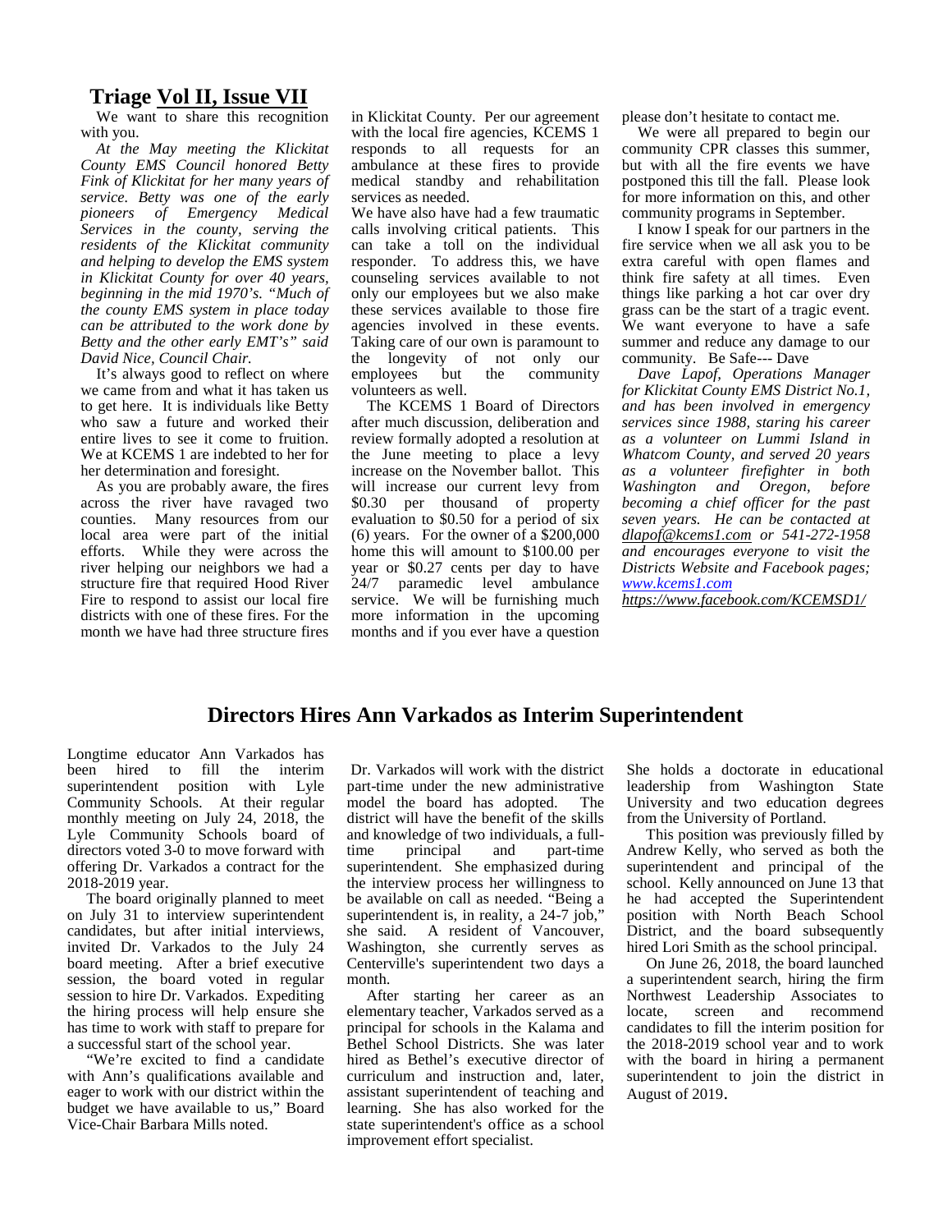## Triage Vol II, Issue VII

We want to share this recognition with you.

*At the May meeting the Klickitat County EMS Council honored Betty Fink of Klickitat for her many years of service. Betty was one of the early pioneers of Emergency Medical Services in the county, serving the residents of the Klickitat community and helping to develop the EMS system in Klickitat County for over 40 years, beginning in the mid 1970's. "Much of the county EMS system in place today can be attributed to the work done by Betty and the other early EMT's" said David Nice, Council Chair.*

It's always good to reflect on where we came from and what it has taken us to get here. It is individuals like Betty who saw a future and worked their entire lives to see it come to fruition. We at KCEMS 1 are indebted to her for her determination and foresight.

As you are probably aware, the fires across the river have ravaged two counties. Many resources from our local area were part of the initial efforts. While they were across the river helping our neighbors we had a structure fire that required Hood River Fire to respond to assist our local fire districts with one of these fires. For the month we have had three structure fires in Klickitat County. Per our agreement with the local fire agencies, KCEMS 1 responds to all requests for an ambulance at these fires to provide medical standby and rehabilitation services as needed.

We have also have had a few traumatic calls involving critical patients. This can take a toll on the individual responder. To address this, we have counseling services available to not only our employees but we also make these services available to those fire agencies involved in these events. Taking care of our own is paramount to the longevity of not only our employees but the community volunteers as well.

The KCEMS 1 Board of Directors after much discussion, deliberation and review formally adopted a resolution at the June meeting to place a levy increase on the November ballot. This will increase our current levy from $0.30 per thousand of property evaluation to $0.50 for a period of six (6) years. For the owner of a $200,000 home this will amount to $100.00 per year or $0.27 cents per day to have 24/7 paramedic level ambulance service. We will be furnishing much more information in the upcoming months and if you ever have a question please don't hesitate to contact me.

We were all prepared to begin our community CPR classes this summer, but with all the fire events we have postponed this till the fall. Please look for more information on this, and other community programs in September.

I know I speak for our partners in the fire service when we all ask you to be extra careful with open flames and think fire safety at all times. Even things like parking a hot car over dry grass can be the start of a tragic event. We want everyone to have a safe summer and reduce any damage to our community. Be Safe--- Dave

*Dave Lapof, Operations Manager for Klickitat County EMS District No.1, and has been involved in emergency services since 1988, staring his career as a volunteer on Lummi Island in Whatcom County, and served 20 years as a volunteer firefighter in both Washington and Oregon, before becoming a chief officer for the past seven years. He can be contacted at dlapof@kcems1.com or 541-272-1958 and encourages everyone to visit the Districts Website and Facebook pages; www.kcems1.com*
*https://www.facebook.com/KCEMSD1/*

## Directors Hires Ann Varkados as Interim Superintendent

Longtime educator Ann Varkados has been hired to fill the interim superintendent position with Lyle Community Schools. At their regular monthly meeting on July 24, 2018, the Lyle Community Schools board of directors voted 3-0 to move forward with offering Dr. Varkados a contract for the 2018-2019 year.

The board originally planned to meet on July 31 to interview superintendent candidates, but after initial interviews, invited Dr. Varkados to the July 24 board meeting. After a brief executive session, the board voted in regular session to hire Dr. Varkados. Expediting the hiring process will help ensure she has time to work with staff to prepare for a successful start of the school year.

"We're excited to find a candidate with Ann's qualifications available and eager to work with our district within the budget we have available to us," Board Vice-Chair Barbara Mills noted.

Dr. Varkados will work with the district part-time under the new administrative model the board has adopted. The district will have the benefit of the skills and knowledge of two individuals, a full-time principal and part-time superintendent. She emphasized during the interview process her willingness to be available on call as needed. "Being a superintendent is, in reality, a 24-7 job," she said. A resident of Vancouver, Washington, she currently serves as Centerville's superintendent two days a month.

After starting her career as an elementary teacher, Varkados served as a principal for schools in the Kalama and Bethel School Districts. She was later hired as Bethel's executive director of curriculum and instruction and, later, assistant superintendent of teaching and learning. She has also worked for the state superintendent's office as a school improvement effort specialist.

She holds a doctorate in educational leadership from Washington State University and two education degrees from the University of Portland.

This position was previously filled by Andrew Kelly, who served as both the superintendent and principal of the school. Kelly announced on June 13 that he had accepted the Superintendent position with North Beach School District, and the board subsequently hired Lori Smith as the school principal.

On June 26, 2018, the board launched a superintendent search, hiring the firm Northwest Leadership Associates to locate, screen and recommend candidates to fill the interim position for the 2018-2019 school year and to work with the board in hiring a permanent superintendent to join the district in August of 2019.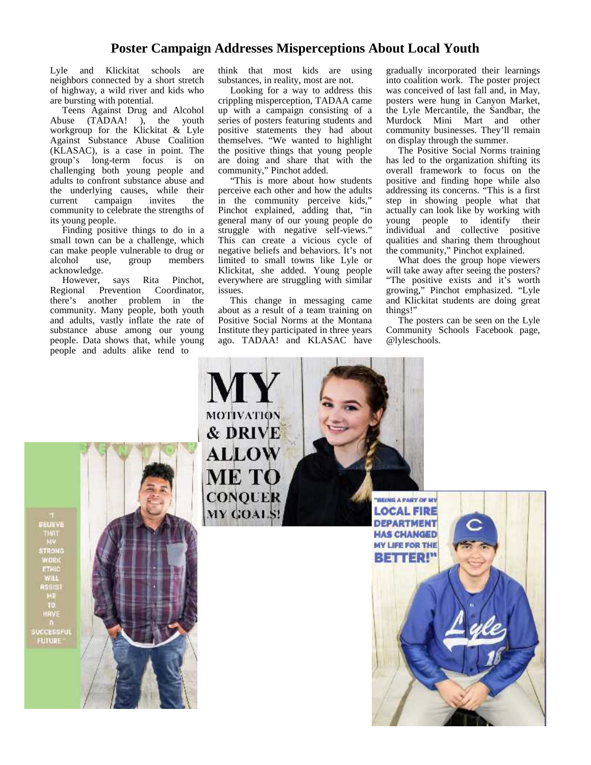# Poster Campaign Addresses Misperceptions About Local Youth

Lyle and Klickitat schools are neighbors connected by a short stretch of highway, a wild river and kids who are bursting with potential.

Teens Against Drug and Alcohol Abuse (TADAA! ), the youth workgroup for the Klickitat & Lyle Against Substance Abuse Coalition (KLASAC), is a case in point. The group's long-term focus is on challenging both young people and adults to confront substance abuse and the underlying causes, while their current campaign invites the community to celebrate the strengths of its young people.

Finding positive things to do in a small town can be a challenge, which can make people vulnerable to drug or alcohol use, group members acknowledge.

However, says Rita Pinchot, Regional Prevention Coordinator, there's another problem in the community. Many people, both youth and adults, vastly inflate the rate of substance abuse among our young people. Data shows that, while young people and adults alike tend to think that most kids are using substances, in reality, most are not.

Looking for a way to address this crippling misperception, TADAA came up with a campaign consisting of a series of posters featuring students and positive statements they had about themselves. "We wanted to highlight the positive things that young people are doing and share that with the community," Pinchot added.

"This is more about how students perceive each other and how the adults in the community perceive kids," Pinchot explained, adding that, "in general many of our young people do struggle with negative self-views." This can create a vicious cycle of negative beliefs and behaviors. It's not limited to small towns like Lyle or Klickitat, she added. Young people everywhere are struggling with similar issues.

This change in messaging came about as a result of a team training on Positive Social Norms at the Montana Institute they participated in three years ago. TADAA! and KLASAC have gradually incorporated their learnings into coalition work. The poster project was conceived of last fall and, in May, posters were hung in Canyon Market, the Lyle Mercantile, the Sandbar, the Murdock Mini Mart and other community businesses. They'll remain on display through the summer.

The Positive Social Norms training has led to the organization shifting its overall framework to focus on the positive and finding hope while also addressing its concerns. "This is a first step in showing people what that actually can look like by working with young people to identify their individual and collective positive qualities and sharing them throughout the community," Pinchot explained.

What does the group hope viewers will take away after seeing the posters? "The positive exists and it's worth growing," Pinchot emphasized. "Lyle and Klickitat students are doing great things!"

The posters can be seen on the Lyle Community Schools Facebook page, @lyleschools.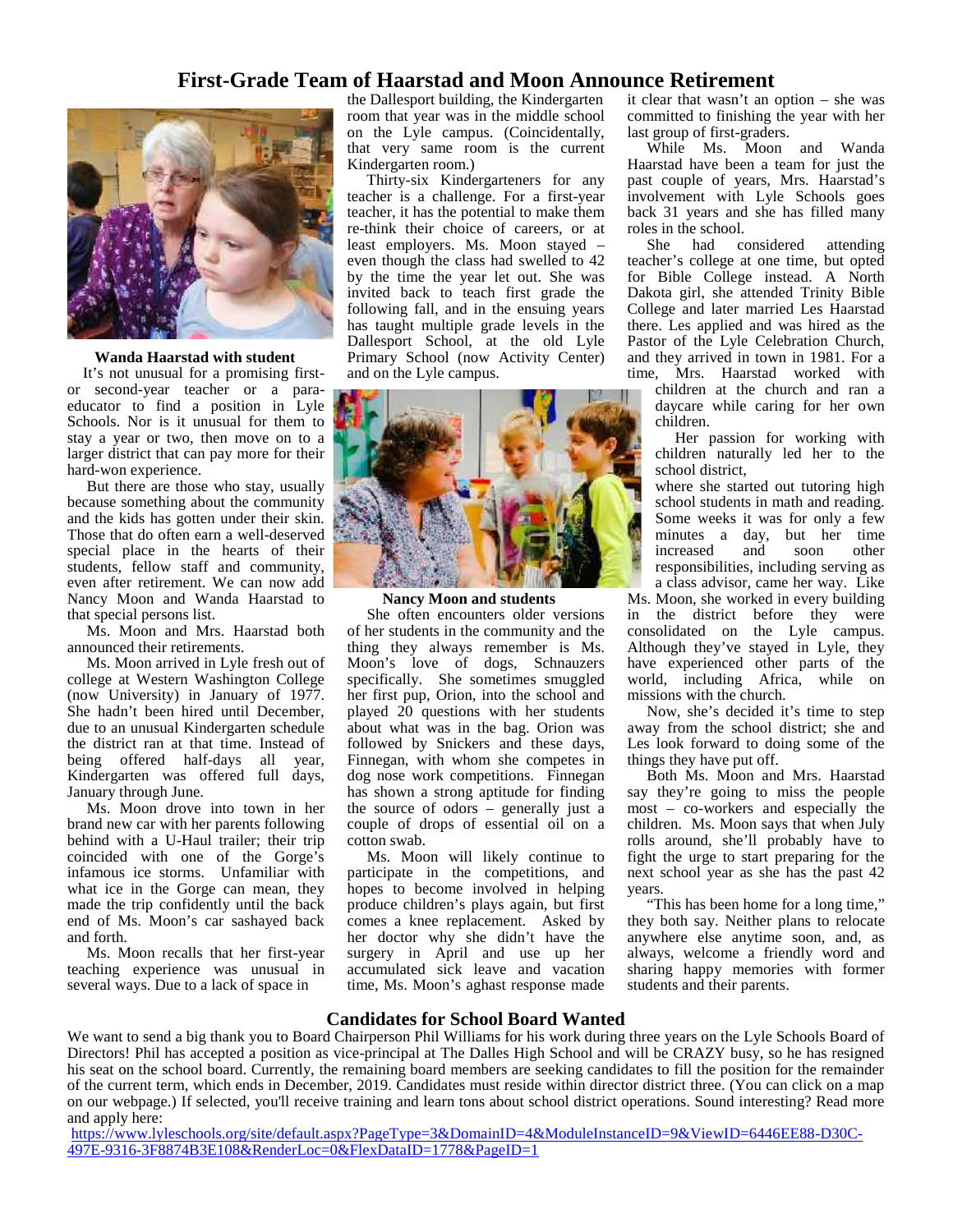# First-Grade Team of Haarstad and Moon Announce Retirement

**Wanda Haarstad with student**

It's not unusual for a promising first- or second-year teacher or a para-educator to find a position in Lyle Schools. Nor is it unusual for them to stay a year or two, then move on to a larger district that can pay more for their hard-won experience.

But there are those who stay, usually because something about the community and the kids has gotten under their skin. Those that do often earn a well-deserved special place in the hearts of their students, fellow staff and community, even after retirement. We can now add Nancy Moon and Wanda Haarstad to that special persons list.

Ms. Moon and Mrs. Haarstad both announced their retirements.

Ms. Moon arrived in Lyle fresh out of college at Western Washington College (now University) in January of 1977. She hadn't been hired until December, due to an unusual Kindergarten schedule the district ran at that time. Instead of being offered half-days all year, Kindergarten was offered full days, January through June.

Ms. Moon drove into town in her brand new car with her parents following behind with a U-Haul trailer; their trip coincided with one of the Gorge's infamous ice storms. Unfamiliar with what ice in the Gorge can mean, they made the trip confidently until the back end of Ms. Moon's car sashayed back and forth.

Ms. Moon recalls that her first-year teaching experience was unusual in several ways. Due to a lack of space in the Dallesport building, the Kindergarten room that year was in the middle school on the Lyle campus. (Coincidentally, that very same room is the current Kindergarten room.)

Thirty-six Kindergarteners for any teacher is a challenge. For a first-year teacher, it has the potential to make them re-think their choice of careers, or at least employers. Ms. Moon stayed – even though the class had swelled to 42 by the time the year let out. She was invited back to teach first grade the following fall, and in the ensuing years has taught multiple grade levels in the Dallesport School, at the old Lyle Primary School (now Activity Center) and on the Lyle campus.

**Nancy Moon and students**

She often encounters older versions of her students in the community and the thing they always remember is Ms. Moon's love of dogs, Schnauzers specifically. She sometimes smuggled her first pup, Orion, into the school and played 20 questions with her students about what was in the bag. Orion was followed by Snickers and these days, Finnegan, with whom she competes in dog nose work competitions. Finnegan has shown a strong aptitude for finding the source of odors – generally just a couple of drops of essential oil on a cotton swab.

Ms. Moon will likely continue to participate in the competitions, and hopes to become involved in helping produce children's plays again, but first comes a knee replacement. Asked by her doctor why she didn't have the surgery in April and use up her accumulated sick leave and vacation time, Ms. Moon's aghast response made it clear that wasn't an option – she was committed to finishing the year with her last group of first-graders.

While Ms. Moon and Wanda Haarstad have been a team for just the past couple of years, Mrs. Haarstad's involvement with Lyle Schools goes back 31 years and she has filled many roles in the school.

She had considered attending teacher's college at one time, but opted for Bible College instead. A North Dakota girl, she attended Trinity Bible College and later married Les Haarstad there. Les applied and was hired as the Pastor of the Lyle Celebration Church, and they arrived in town in 1981. For a time, Mrs. Haarstad worked with children at the church and ran a daycare while caring for her own children.

Her passion for working with children naturally led her to the school district, where she started out tutoring high school students in math and reading. Some weeks it was for only a few minutes a day, but her time increased and soon other responsibilities, including serving as a class advisor, came her way. Like Ms. Moon, she worked in every building in the district before they were consolidated on the Lyle campus. Although they've stayed in Lyle, they have experienced other parts of the world, including Africa, while on missions with the church.

Now, she's decided it's time to step away from the school district; she and Les look forward to doing some of the things they have put off.

Both Ms. Moon and Mrs. Haarstad say they're going to miss the people most – co-workers and especially the children. Ms. Moon says that when July rolls around, she'll probably have to fight the urge to start preparing for the next school year as she has the past 42 years.

"This has been home for a long time," they both say. Neither plans to relocate anywhere else anytime soon, and, as always, welcome a friendly word and sharing happy memories with former students and their parents.

# Candidates for School Board Wanted

We want to send a big thank you to Board Chairperson Phil Williams for his work during three years on the Lyle Schools Board of Directors! Phil has accepted a position as vice-principal at The Dalles High School and will be CRAZY busy, so he has resigned his seat on the school board. Currently, the remaining board members are seeking candidates to fill the position for the remainder of the current term, which ends in December, 2019. Candidates must reside within director district three. (You can click on a map on our webpage.) If selected, you'll receive training and learn tons about school district operations. Sound interesting? Read more and apply here:

https://www.lyleschools.org/site/default.aspx?PageType=3&DomainID=4&ModuleInstanceID=9&ViewID=6446EE88-D30C-497E-9316-3F8874B3E108&RenderLoc=0&FlexDataID=1778&PageID=1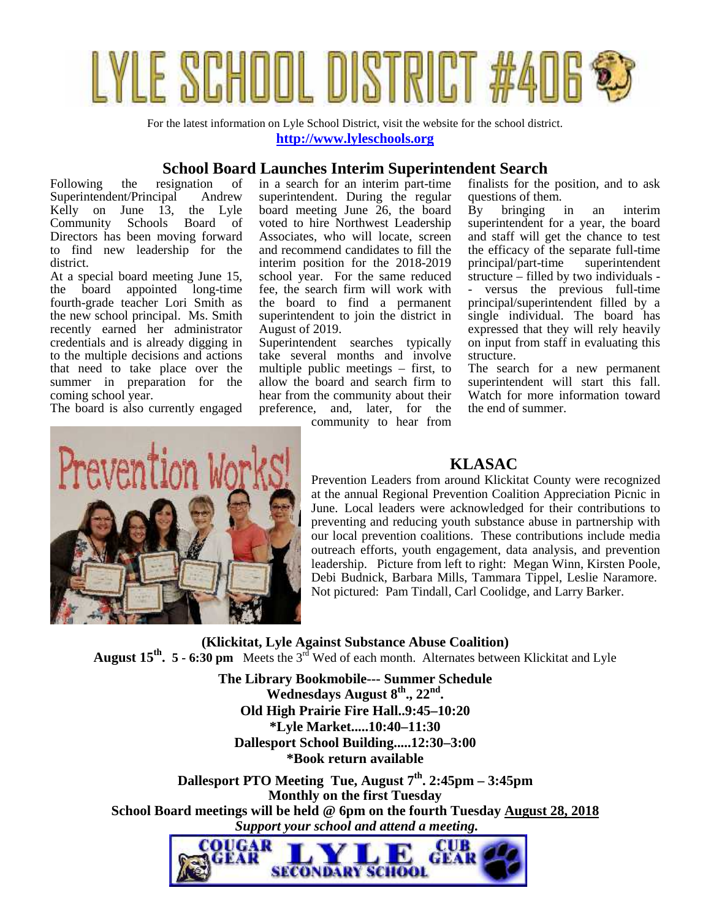# LYLE SCHOOL DISTRICT #406

For the latest information on Lyle School District, visit the website for the school district.
**http://www.lyleschools.org**

## School Board Launches Interim Superintendent Search

Following the resignation of Superintendent/Principal Andrew Kelly on June 13, the Lyle Community Schools Board of Directors has been moving forward to find new leadership for the district.

At a special board meeting June 15, the board appointed long-time fourth-grade teacher Lori Smith as the new school principal. Ms. Smith recently earned her administrator credentials and is already digging in to the multiple decisions and actions that need to take place over the summer in preparation for the coming school year.

The board is also currently engaged in a search for an interim part-time superintendent. During the regular board meeting June 26, the board voted to hire Northwest Leadership Associates, who will locate, screen and recommend candidates to fill the interim position for the 2018-2019 school year. For the same reduced fee, the search firm will work with the board to find a permanent superintendent to join the district in August of 2019.

Superintendent searches typically take several months and involve multiple public meetings – first, to allow the board and search firm to hear from the community about their preference, and, later, for the community to hear from finalists for the position, and to ask questions of them.

By bringing in an interim superintendent for a year, the board and staff will get the chance to test the efficacy of the separate full-time principal/part-time superintendent structure – filled by two individuals -- versus the previous full-time principal/superintendent filled by a single individual. The board has expressed that they will rely heavily on input from staff in evaluating this structure.

The search for a new permanent superintendent will start this fall. Watch for more information toward the end of summer.

## KLASAC

Prevention Leaders from around Klickitat County were recognized at the annual Regional Prevention Coalition Appreciation Picnic in June. Local leaders were acknowledged for their contributions to preventing and reducing youth substance abuse in partnership with our local prevention coalitions. These contributions include media outreach efforts, youth engagement, data analysis, and prevention leadership. Picture from left to right: Megan Winn, Kirsten Poole, Debi Budnick, Barbara Mills, Tammara Tippel, Leslie Naramore. Not pictured: Pam Tindall, Carl Coolidge, and Larry Barker.

**(Klickitat, Lyle Against Substance Abuse Coalition)**
**August 15th. 5 - 6:30 pm** Meets the 3rd Wed of each month. Alternates between Klickitat and Lyle

**The Library Bookmobile--- Summer Schedule**
**Wednesdays August 8th., 22nd.**
**Old High Prairie Fire Hall..9:45–10:20**
***Lyle Market.....10:40–11:30**
**Dallesport School Building.....12:30–3:00**
***Book return available**

**Dallesport PTO Meeting Tue, August 7th. 2:45pm – 3:45pm**
**Monthly on the first Tuesday**
**School Board meetings will be held @ 6pm on the fourth Tuesday August 28, 2018**
***Support your school and attend a meeting.***

COUGAR GEAR LYLE SECONDARY SCHOOL CUB GEAR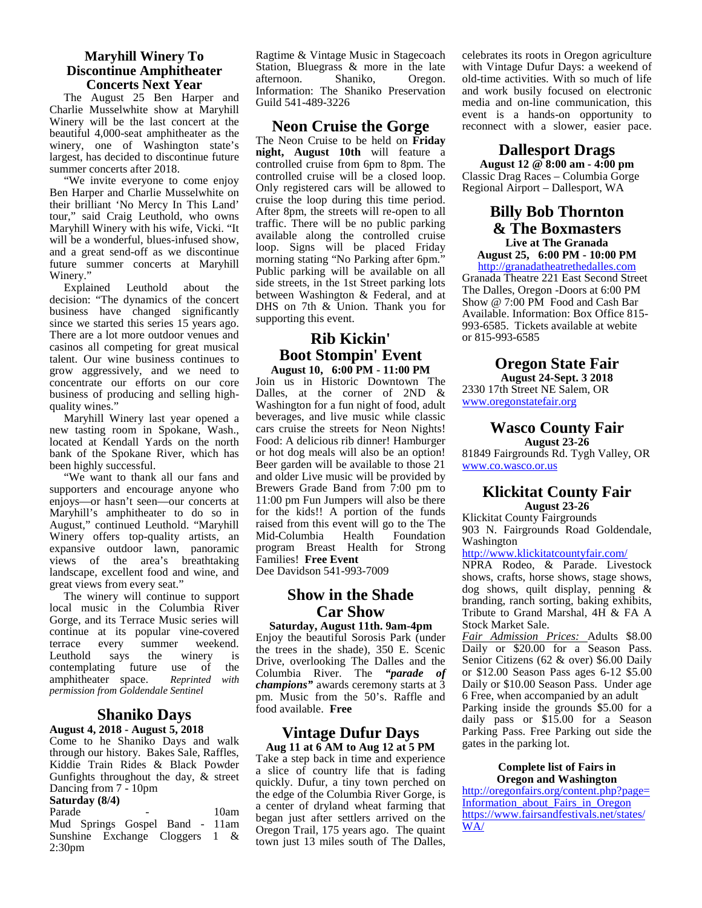## Maryhill Winery To Discontinue Amphitheater Concerts Next Year

The August 25 Ben Harper and Charlie Musselwhite show at Maryhill Winery will be the last concert at the beautiful 4,000-seat amphitheater as the winery, one of Washington state's largest, has decided to discontinue future summer concerts after 2018.

"We invite everyone to come enjoy Ben Harper and Charlie Musselwhite on their brilliant 'No Mercy In This Land' tour," said Craig Leuthold, who owns Maryhill Winery with his wife, Vicki. "It will be a wonderful, blues-infused show, and a great send-off as we discontinue future summer concerts at Maryhill Winery."

Explained Leuthold about the decision: "The dynamics of the concert business have changed significantly since we started this series 15 years ago. There are a lot more outdoor venues and casinos all competing for great musical talent. Our wine business continues to grow aggressively, and we need to concentrate our efforts on our core business of producing and selling high-quality wines."

Maryhill Winery last year opened a new tasting room in Spokane, Wash., located at Kendall Yards on the north bank of the Spokane River, which has been highly successful.

"We want to thank all our fans and supporters and encourage anyone who enjoys—or hasn't seen—our concerts at Maryhill's amphitheater to do so in August," continued Leuthold. "Maryhill Winery offers top-quality artists, an expansive outdoor lawn, panoramic views of the area's breathtaking landscape, excellent food and wine, and great views from every seat."

The winery will continue to support local music in the Columbia River Gorge, and its Terrace Music series will continue at its popular vine-covered terrace every summer weekend. Leuthold says the winery is contemplating future use of the amphitheater space. *Reprinted with permission from Goldendale Sentinel*

## Shaniko Days

**August 4, 2018 - August 5, 2018**

Come to he Shaniko Days and walk through our history. Bakes Sale, Raffles, Kiddie Train Rides & Black Powder Gunfights throughout the day, & street Dancing from 7 - 10pm

**Saturday (8/4)**

Parade - 10am
Mud Springs Gospel Band - 11am
Sunshine Exchange Cloggers 1 & 2:30pm
Ragtime & Vintage Music in Stagecoach Station, Bluegrass & more in the late afternoon. Shaniko, Oregon. Information: The Shaniko Preservation Guild 541-489-3226

## Neon Cruise the Gorge

The Neon Cruise to be held on **Friday night, August 10th** will feature a controlled cruise from 6pm to 8pm. The controlled cruise will be a closed loop. Only registered cars will be allowed to cruise the loop during this time period. After 8pm, the streets will re-open to all traffic. There will be no public parking available along the controlled cruise loop. Signs will be placed Friday morning stating "No Parking after 6pm." Public parking will be available on all side streets, in the 1st Street parking lots between Washington & Federal, and at DHS on 7th & Union. Thank you for supporting this event.

## Rib Kickin' Boot Stompin' Event

**August 10, 6:00 PM - 11:00 PM**

Join us in Historic Downtown The Dalles, at the corner of 2ND & Washington for a fun night of food, adult beverages, and live music while classic cars cruise the streets for Neon Nights! Food: A delicious rib dinner! Hamburger or hot dog meals will also be an option! Beer garden will be available to those 21 and older Live music will be provided by Brewers Grade Band from 7:00 pm to 11:00 pm Fun Jumpers will also be there for the kids!! A portion of the funds raised from this event will go to the The Mid-Columbia Health Foundation program Breast Health for Strong Families! **Free Event**
Dee Davidson 541-993-7009

## Show in the Shade Car Show

**Saturday, August 11th. 9am-4pm**

Enjoy the beautiful Sorosis Park (under the trees in the shade), 350 E. Scenic Drive, overlooking The Dalles and the Columbia River. The ***"parade of champions"*** awards ceremony starts at 3 pm. Music from the 50's. Raffle and food available. **Free**

## Vintage Dufur Days

**Aug 11 at 6 AM to Aug 12 at 5 PM**

Take a step back in time and experience a slice of country life that is fading quickly. Dufur, a tiny town perched on the edge of the Columbia River Gorge, is a center of dryland wheat farming that began just after settlers arrived on the Oregon Trail, 175 years ago. The quaint town just 13 miles south of The Dalles, celebrates its roots in Oregon agriculture with Vintage Dufur Days: a weekend of old-time activities. With so much of life and work busily focused on electronic media and on-line communication, this event is a hands-on opportunity to reconnect with a slower, easier pace.

## Dallesport Drags

**August 12 @ 8:00 am - 4:00 pm**

Classic Drag Races – Columbia Gorge Regional Airport – Dallesport, WA

## Billy Bob Thornton & The Boxmasters

**Live at The Granada**

**August 25, 6:00 PM - 10:00 PM**

http://granadatheatrethedalles.com

Granada Theatre 221 East Second Street The Dalles, Oregon -Doors at 6:00 PM Show @ 7:00 PM Food and Cash Bar Available. Information: Box Office 815-993-6585. Tickets available at webite or 815-993-6585

## Oregon State Fair

**August 24-Sept. 3 2018**

2330 17th Street NE Salem, OR
www.oregonstatefair.org

## Wasco County Fair

**August 23-26**

81849 Fairgrounds Rd. Tygh Valley, OR
www.co.wasco.or.us

## Klickitat County Fair

**August 23-26**

Klickitat County Fairgrounds
903 N. Fairgrounds Road Goldendale, Washington
http://www.klickitatcountyfair.com/

NPRA Rodeo, & Parade. Livestock shows, crafts, horse shows, stage shows, dog shows, quilt display, penning & branding, ranch sorting, baking exhibits, Tribute to Grand Marshal, 4H & FA A Stock Market Sale.

*Fair Admission Prices:* Adults $8.00 Daily or $20.00 for a Season Pass. Senior Citizens (62 & over) $6.00 Daily or $12.00 Season Pass ages 6-12 $5.00 Daily or $10.00 Season Pass. Under age 6 Free, when accompanied by an adult

Parking inside the grounds $5.00 for a daily pass or $15.00 for a Season Parking Pass. Free Parking out side the gates in the parking lot.

**Complete list of Fairs in Oregon and Washington**

http://oregonfairs.org/content.php?page=Information_about_Fairs_in_Oregon
https://www.fairsandfestivals.net/states/WA/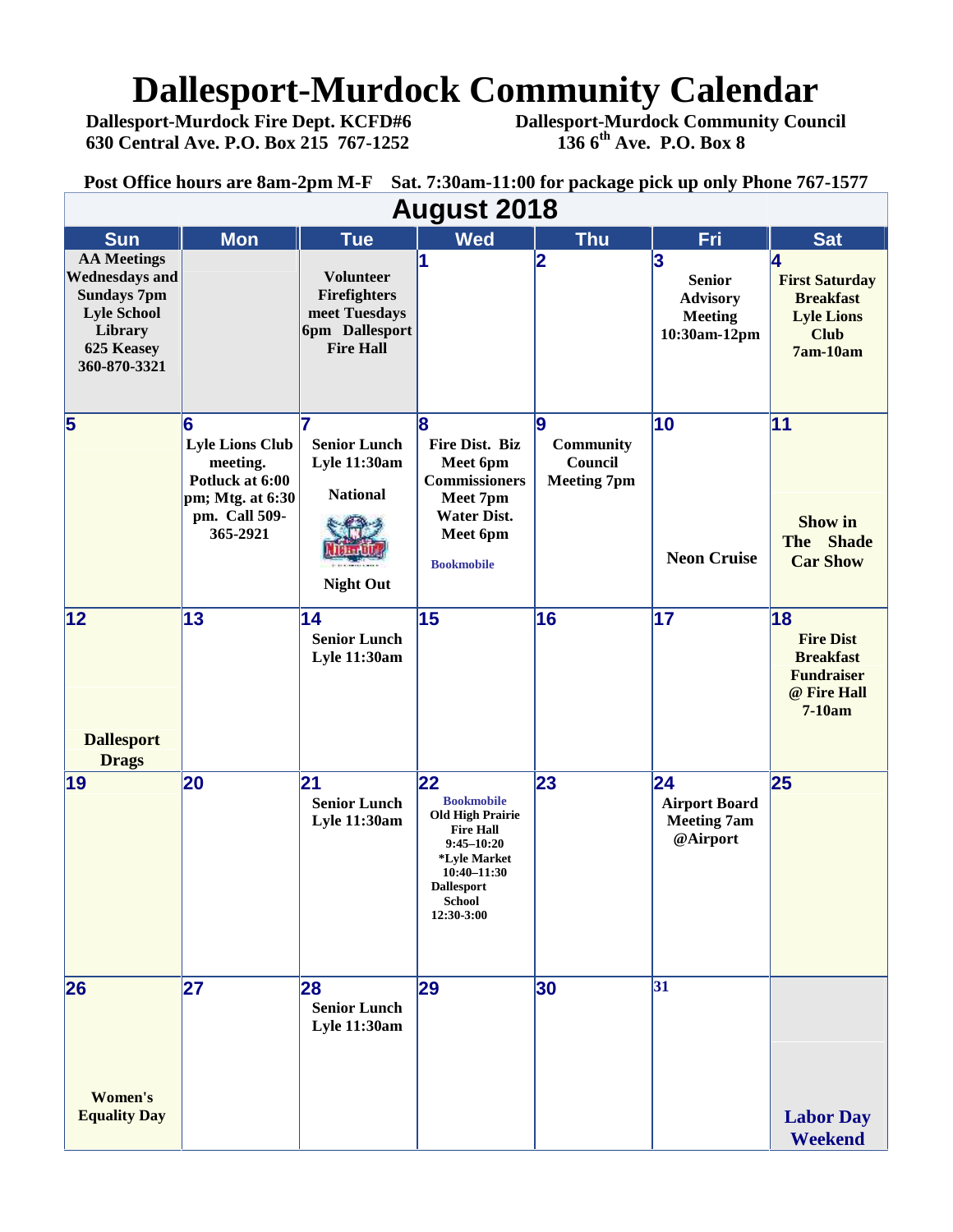# Dallesport-Murdock Community Calendar

**Dallesport-Murdock Fire Dept. KCFD#6**
**630 Central Ave. P.O. Box 215 767-1252**

**Dallesport-Murdock Community Council**
**136 6th Ave. P.O. Box 8**

**Post Office hours are 8am-2pm M-F Sat. 7:30am-11:00 for package pick up only Phone 767-1577**

## August 2018

| Sun | Mon | Tue | Wed | Thu | Fri | Sat |
|---|---|---|---|---|---|---|
| AA Meetings Wednesdays and Sundays 7pm Lyle School Library 625 Keasey 360-870-3321 | | Volunteer Firefighters meet Tuesdays 6pm Dallesport Fire Hall | 1 | 2 | 3 Senior Advisory Meeting 10:30am-12pm | 4 First Saturday Breakfast Lyle Lions Club 7am-10am |
| 5 | 6 Lyle Lions Club meeting. Potluck at 6:00 pm; Mtg. at 6:30 pm. Call 509-365-2921 | 7 Senior Lunch Lyle 11:30am National Night Out | 8 Fire Dist. Biz Meet 6pm Commissioners Meet 7pm Water Dist. Meet 6pm Bookmobile | 9 Community Council Meeting 7pm | 10 Neon Cruise | 11 Show in The Shade Car Show |
| 12 Dallesport Drags | 13 | 14 Senior Lunch Lyle 11:30am | 15 | 16 | 17 | 18 Fire Dist Breakfast Fundraiser @ Fire Hall 7-10am |
| 19 | 20 | 21 Senior Lunch Lyle 11:30am | 22 Bookmobile Old High Prairie Fire Hall 9:45–10:20 *Lyle Market 10:40–11:30 Dallesport School 12:30-3:00 | 23 | 24 Airport Board Meeting 7am @Airport | 25 |
| 26 Women's Equality Day | 27 | 28 Senior Lunch Lyle 11:30am | 29 | 30 | 31 | Labor Day Weekend |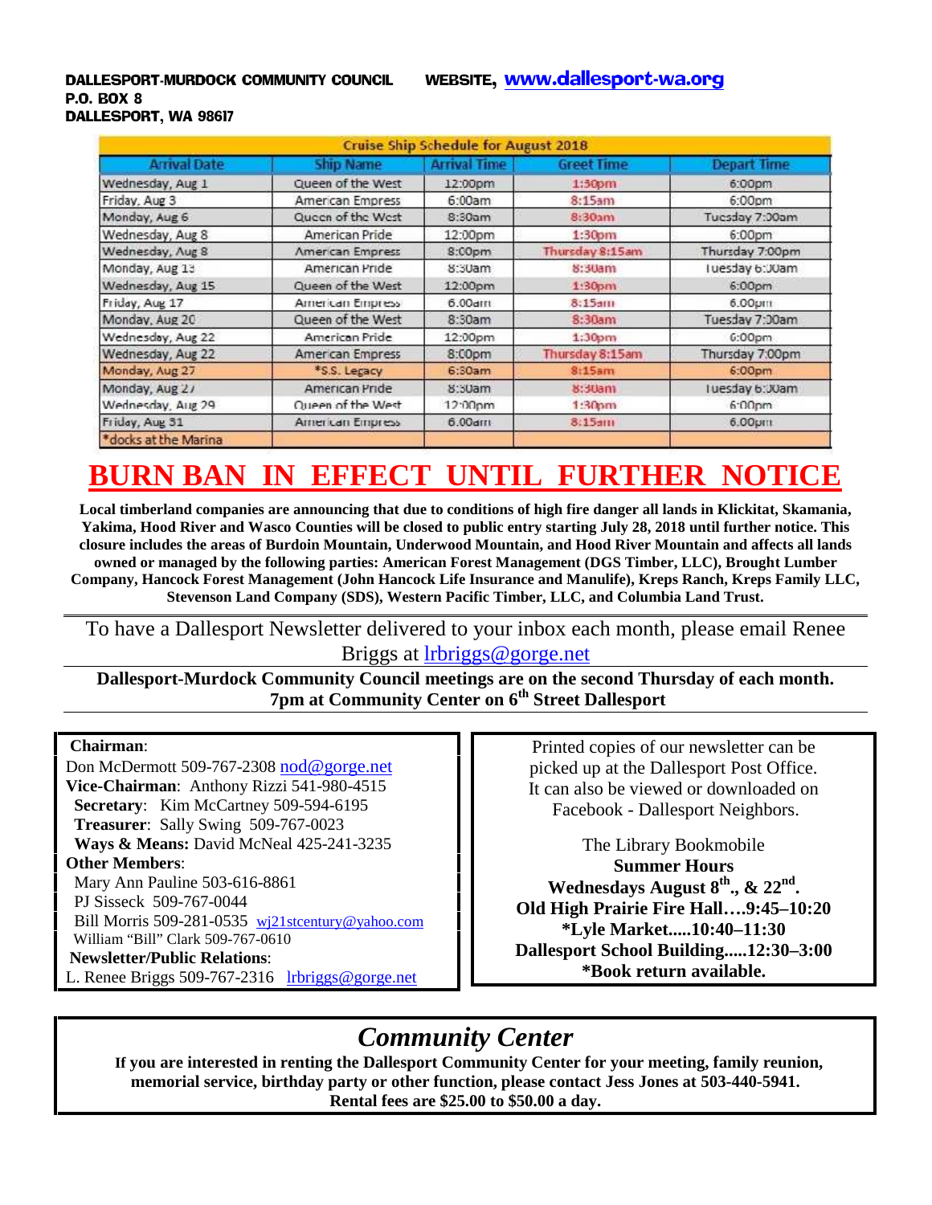**DALLESPORT-MURDOCK COMMUNITY COUNCIL** **WEBSITE, www.dallesport-wa.org**
**P.O. BOX 8**
**DALLESPORT, WA 98617**

| Cruise Ship Schedule for August 2018 | | | | |
|---|---|---|---|---|
| Arrival Date | Ship Name | Arrival Time | Greet Time | Depart Time |
| Wednesday, Aug 1 | Queen of the West | 12:00pm | 1:30pm | 6:00pm |
| Friday, Aug 3 | American Empress | 6:00am | 8:15am | 6:00pm |
| Monday, Aug 6 | Queen of the West | 8:30am | 8:30am | Tuesday 7:00am |
| Wednesday, Aug 8 | American Pride | 12:00pm | 1:30pm | 6:00pm |
| Wednesday, Aug 8 | American Empress | 8:00pm | Thursday 8:15am | Thursday 7:00pm |
| Monday, Aug 13 | American Pride | 8:30am | 8:30am | Tuesday 6:00am |
| Wednesday, Aug 15 | Queen of the West | 12:00pm | 1:30pm | 6:00pm |
| Friday, Aug 17 | American Empress | 6:00am | 8:15am | 6:00pm |
| Monday, Aug 20 | Queen of the West | 8:30am | 8:30am | Tuesday 7:00am |
| Wednesday, Aug 22 | American Pride | 12:00pm | 1:30pm | 6:00pm |
| Wednesday, Aug 22 | American Empress | 8:00pm | Thursday 8:15am | Thursday 7:00pm |
| Monday, Aug 27 | *S.S. Legacy | 6:30am | 8:15am | 6:00pm |
| Monday, Aug 27 | American Pride | 8:30am | 8:30am | Tuesday 6:00am |
| Wednesday, Aug 29 | Queen of the West | 12:00pm | 1:30pm | 6:00pm |
| Friday, Aug 31 | American Empress | 6:00am | 8:15am | 6:00pm |
| *docks at the Marina | | | | |

# BURN BAN IN EFFECT UNTIL FURTHER NOTICE

**Local timberland companies are announcing that due to conditions of high fire danger all lands in Klickitat, Skamania, Yakima, Hood River and Wasco Counties will be closed to public entry starting July 28, 2018 until further notice. This closure includes the areas of Burdoin Mountain, Underwood Mountain, and Hood River Mountain and affects all lands owned or managed by the following parties: American Forest Management (DGS Timber, LLC), Brought Lumber Company, Hancock Forest Management (John Hancock Life Insurance and Manulife), Kreps Ranch, Kreps Family LLC, Stevenson Land Company (SDS), Western Pacific Timber, LLC, and Columbia Land Trust.**

To have a Dallesport Newsletter delivered to your inbox each month, please email Renee Briggs at lrbriggs@gorge.net

**Dallesport-Murdock Community Council meetings are on the second Thursday of each month. 7pm at Community Center on 6th Street Dallesport**

**Chairman**:
Don McDermott 509-767-2308 nod@gorge.net
**Vice-Chairman**: Anthony Rizzi 541-980-4515
**Secretary**: Kim McCartney 509-594-6195
**Treasurer**: Sally Swing 509-767-0023
**Ways & Means:** David McNeal 425-241-3235
**Other Members**:
Mary Ann Pauline 503-616-8861
PJ Sisseck 509-767-0044
Bill Morris 509-281-0535 wj21stcentury@yahoo.com
William "Bill" Clark 509-767-0610
**Newsletter/Public Relations**:
L. Renee Briggs 509-767-2316 lrbriggs@gorge.net

Printed copies of our newsletter can be picked up at the Dallesport Post Office. It can also be viewed or downloaded on Facebook - Dallesport Neighbors.

The Library Bookmobile
**Summer Hours**
**Wednesdays August 8th., & 22nd.**
**Old High Prairie Fire Hall….9:45–10:20**
***Lyle Market.....10:40–11:30**
**Dallesport School Building.....12:30–3:00**
***Book return available.**

## *Community Center*

**If you are interested in renting the Dallesport Community Center for your meeting, family reunion, memorial service, birthday party or other function, please contact Jess Jones at 503-440-5941. Rental fees are $25.00 to $50.00 a day.**